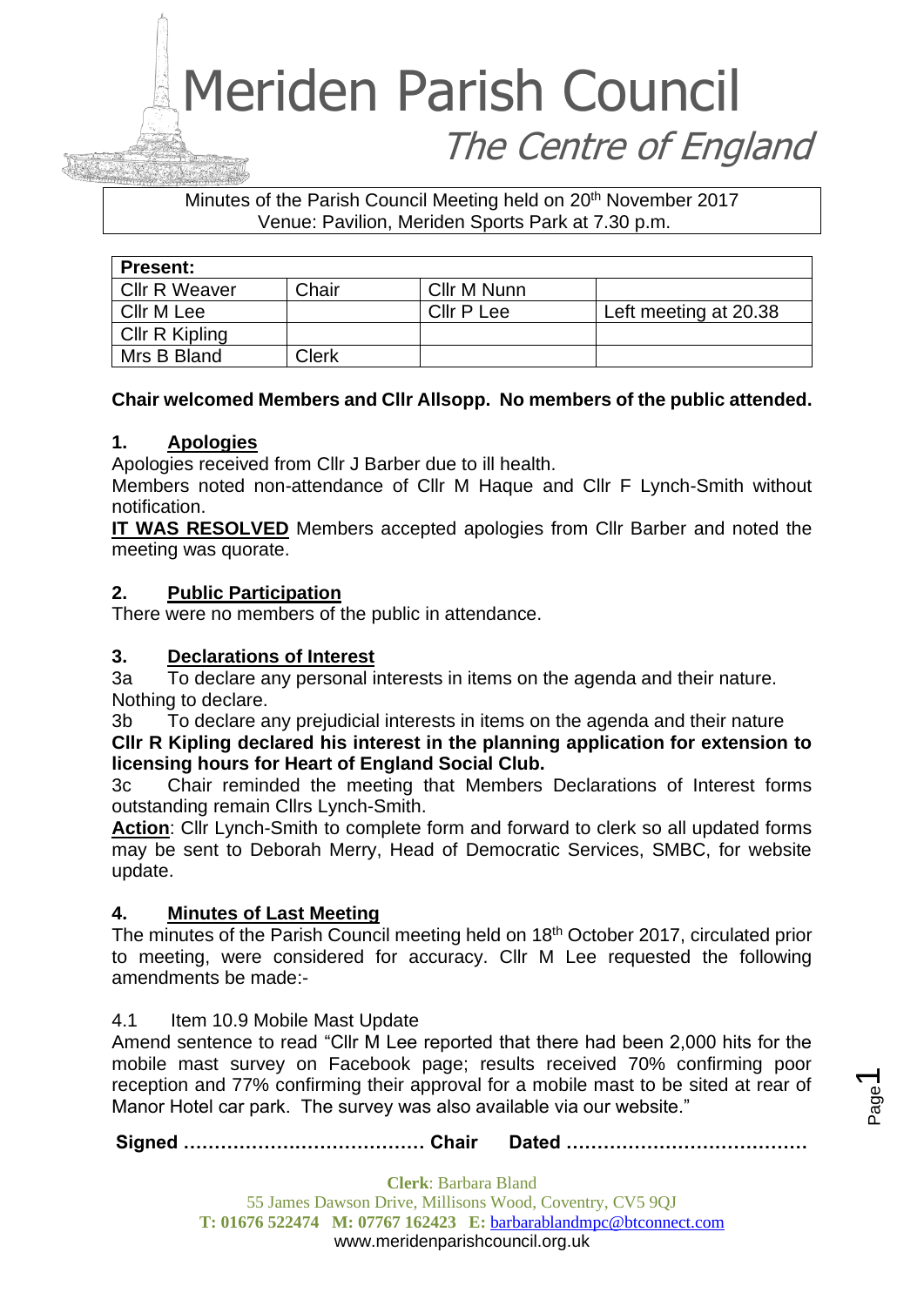# Meriden Parish Council

## *The Centre of England*

Minutes of the Parish Council Meeting held on 20th November 2017
Venue: Pavilion, Meriden Sports Park at 7.30 p.m.

| **Present:** | | | |
|---|---|---|---|
| Cllr R Weaver | Chair | Cllr M Nunn | |
| Cllr M Lee | | Cllr P Lee | Left meeting at 20.38 |
| Cllr R Kipling | | | |
| Mrs B Bland | Clerk | | |

**Chair welcomed Members and Cllr Allsopp. No members of the public attended.**

### 1. Apologies

Apologies received from Cllr J Barber due to ill health.

Members noted non-attendance of Cllr M Haque and Cllr F Lynch-Smith without notification.

**IT WAS RESOLVED** Members accepted apologies from Cllr Barber and noted the meeting was quorate.

### 2. Public Participation

There were no members of the public in attendance.

### 3. Declarations of Interest

3a To declare any personal interests in items on the agenda and their nature.
Nothing to declare.

3b To declare any prejudicial interests in items on the agenda and their nature
**Cllr R Kipling declared his interest in the planning application for extension to licensing hours for Heart of England Social Club.**

3c Chair reminded the meeting that Members Declarations of Interest forms outstanding remain Cllrs Lynch-Smith.

**Action**: Cllr Lynch-Smith to complete form and forward to clerk so all updated forms may be sent to Deborah Merry, Head of Democratic Services, SMBC, for website update.

### 4. Minutes of Last Meeting

The minutes of the Parish Council meeting held on 18th October 2017, circulated prior to meeting, were considered for accuracy. Cllr M Lee requested the following amendments be made:-

4.1 Item 10.9 Mobile Mast Update

Amend sentence to read "Cllr M Lee reported that there had been 2,000 hits for the mobile mast survey on Facebook page; results received 70% confirming poor reception and 77% confirming their approval for a mobile mast to be sited at rear of Manor Hotel car park. The survey was also available via our website."

**Signed ………………………………… Chair Dated …………………………………**

**Clerk**: Barbara Bland
55 James Dawson Drive, Millisons Wood, Coventry, CV5 9QJ
**T: 01676 522474 M: 07767 162423 E:** barbarablandmpc@btconnect.com
www.meridenparishcouncil.org.uk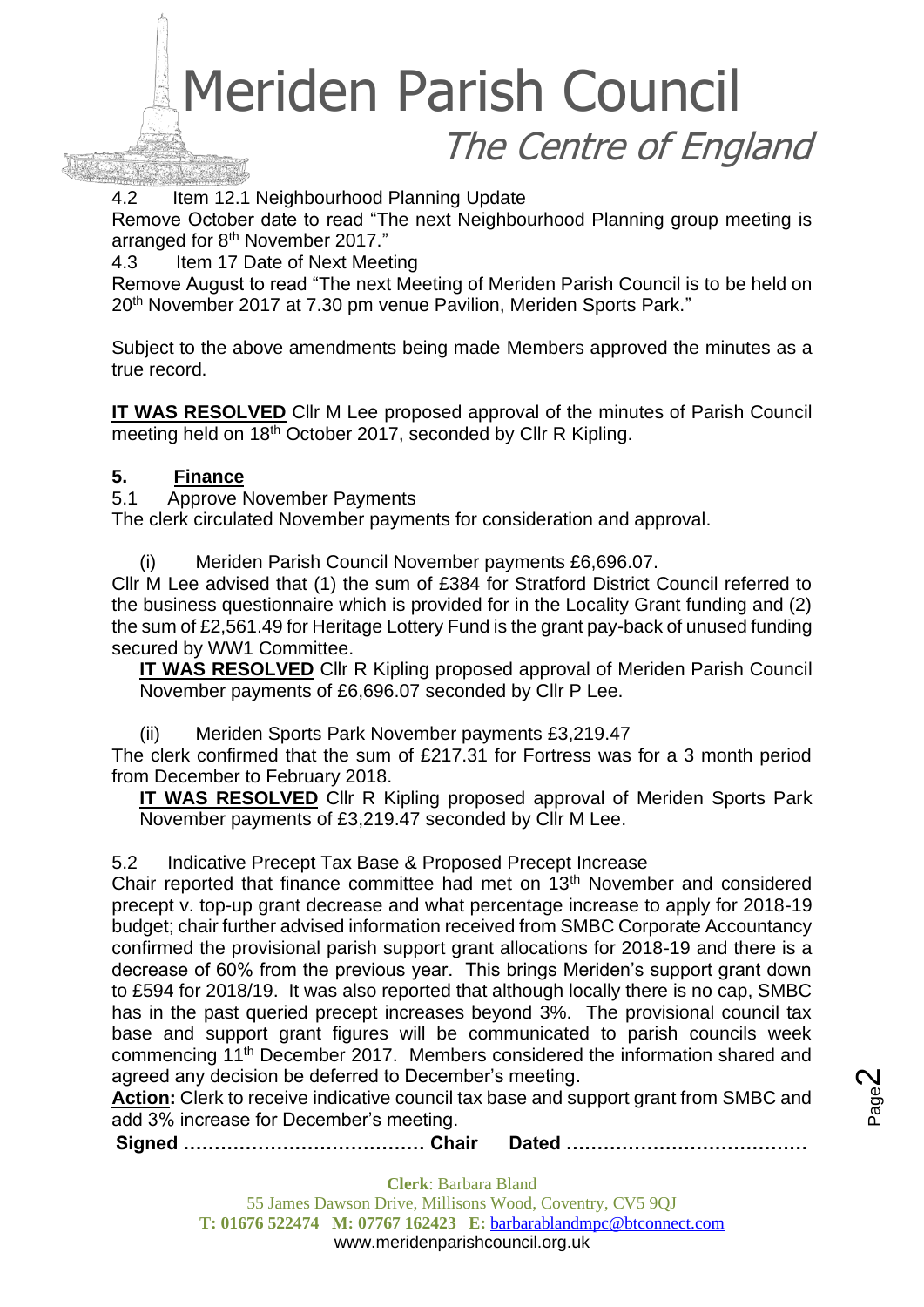4.2 Item 12.1 Neighbourhood Planning Update

Remove October date to read "The next Neighbourhood Planning group meeting is arranged for 8th November 2017."

4.3 Item 17 Date of Next Meeting

Remove August to read "The next Meeting of Meriden Parish Council is to be held on 20th November 2017 at 7.30 pm venue Pavilion, Meriden Sports Park."

Subject to the above amendments being made Members approved the minutes as a true record.

**IT WAS RESOLVED** Cllr M Lee proposed approval of the minutes of Parish Council meeting held on 18th October 2017, seconded by Cllr R Kipling.

## 5. Finance

5.1 Approve November Payments

The clerk circulated November payments for consideration and approval.

(i) Meriden Parish Council November payments £6,696.07.

Cllr M Lee advised that (1) the sum of £384 for Stratford District Council referred to the business questionnaire which is provided for in the Locality Grant funding and (2) the sum of £2,561.49 for Heritage Lottery Fund is the grant pay-back of unused funding secured by WW1 Committee.

**IT WAS RESOLVED** Cllr R Kipling proposed approval of Meriden Parish Council November payments of £6,696.07 seconded by Cllr P Lee.

(ii) Meriden Sports Park November payments £3,219.47

The clerk confirmed that the sum of £217.31 for Fortress was for a 3 month period from December to February 2018.

**IT WAS RESOLVED** Cllr R Kipling proposed approval of Meriden Sports Park November payments of £3,219.47 seconded by Cllr M Lee.

5.2 Indicative Precept Tax Base & Proposed Precept Increase

Chair reported that finance committee had met on 13th November and considered precept v. top-up grant decrease and what percentage increase to apply for 2018-19 budget; chair further advised information received from SMBC Corporate Accountancy confirmed the provisional parish support grant allocations for 2018-19 and there is a decrease of 60% from the previous year. This brings Meriden's support grant down to £594 for 2018/19. It was also reported that although locally there is no cap, SMBC has in the past queried precept increases beyond 3%. The provisional council tax base and support grant figures will be communicated to parish councils week commencing 11th December 2017. Members considered the information shared and agreed any decision be deferred to December's meeting.

**Action:** Clerk to receive indicative council tax base and support grant from SMBC and add 3% increase for December's meeting.

**Signed ………………………………… Chair Dated …………………………………**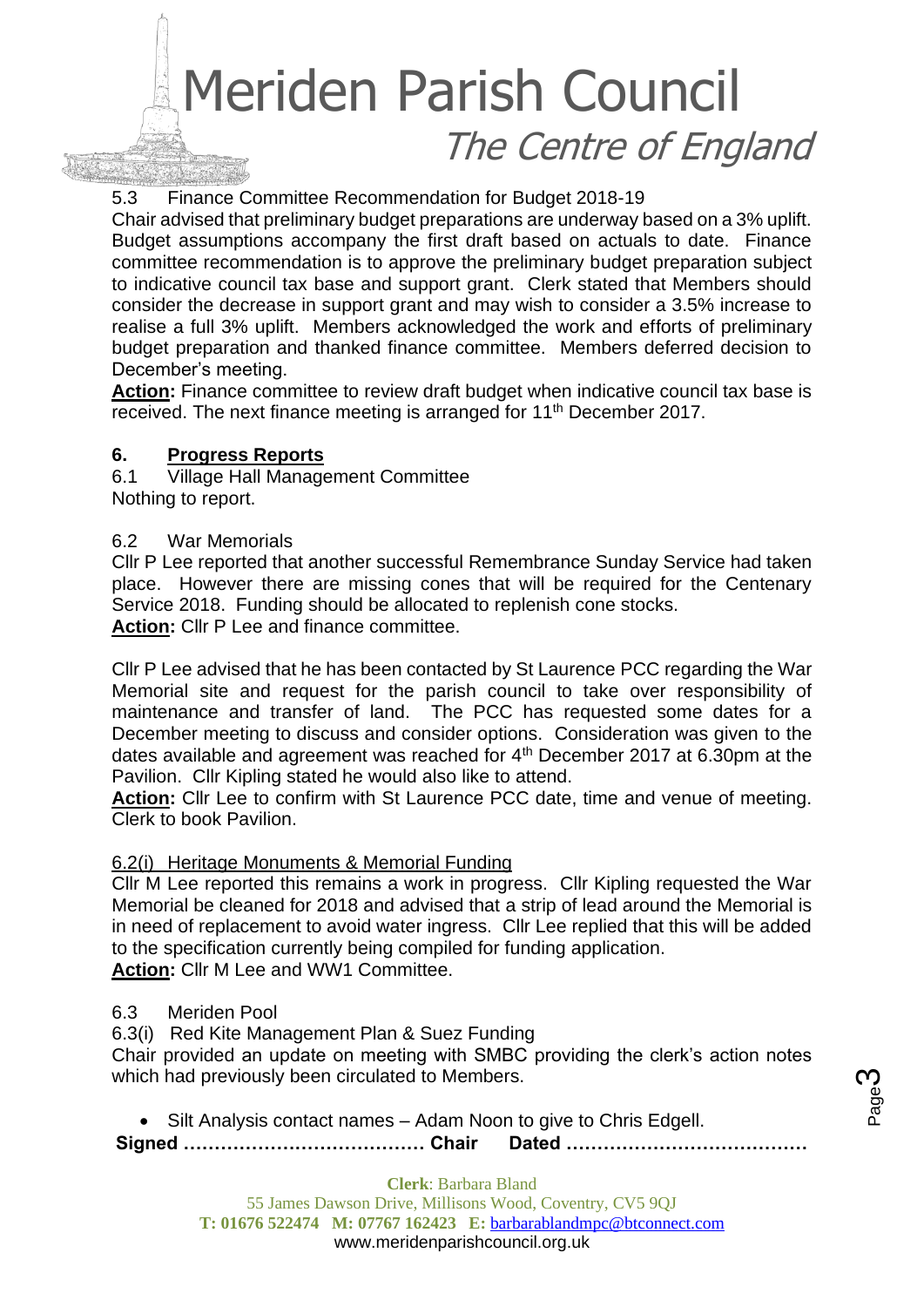5.3 Finance Committee Recommendation for Budget 2018-19

Chair advised that preliminary budget preparations are underway based on a 3% uplift. Budget assumptions accompany the first draft based on actuals to date. Finance committee recommendation is to approve the preliminary budget preparation subject to indicative council tax base and support grant. Clerk stated that Members should consider the decrease in support grant and may wish to consider a 3.5% increase to realise a full 3% uplift. Members acknowledged the work and efforts of preliminary budget preparation and thanked finance committee. Members deferred decision to December's meeting.

**Action:** Finance committee to review draft budget when indicative council tax base is received. The next finance meeting is arranged for 11th December 2017.

## 6. Progress Reports

6.1 Village Hall Management Committee

Nothing to report.

6.2 War Memorials

Cllr P Lee reported that another successful Remembrance Sunday Service had taken place. However there are missing cones that will be required for the Centenary Service 2018. Funding should be allocated to replenish cone stocks.

**Action:** Cllr P Lee and finance committee.

Cllr P Lee advised that he has been contacted by St Laurence PCC regarding the War Memorial site and request for the parish council to take over responsibility of maintenance and transfer of land. The PCC has requested some dates for a December meeting to discuss and consider options. Consideration was given to the dates available and agreement was reached for 4th December 2017 at 6.30pm at the Pavilion. Cllr Kipling stated he would also like to attend.

**Action:** Cllr Lee to confirm with St Laurence PCC date, time and venue of meeting. Clerk to book Pavilion.

6.2(i) Heritage Monuments & Memorial Funding

Cllr M Lee reported this remains a work in progress. Cllr Kipling requested the War Memorial be cleaned for 2018 and advised that a strip of lead around the Memorial is in need of replacement to avoid water ingress. Cllr Lee replied that this will be added to the specification currently being compiled for funding application.

**Action:** Cllr M Lee and WW1 Committee.

6.3 Meriden Pool

6.3(i) Red Kite Management Plan & Suez Funding

Chair provided an update on meeting with SMBC providing the clerk's action notes which had previously been circulated to Members.

- Silt Analysis contact names – Adam Noon to give to Chris Edgell.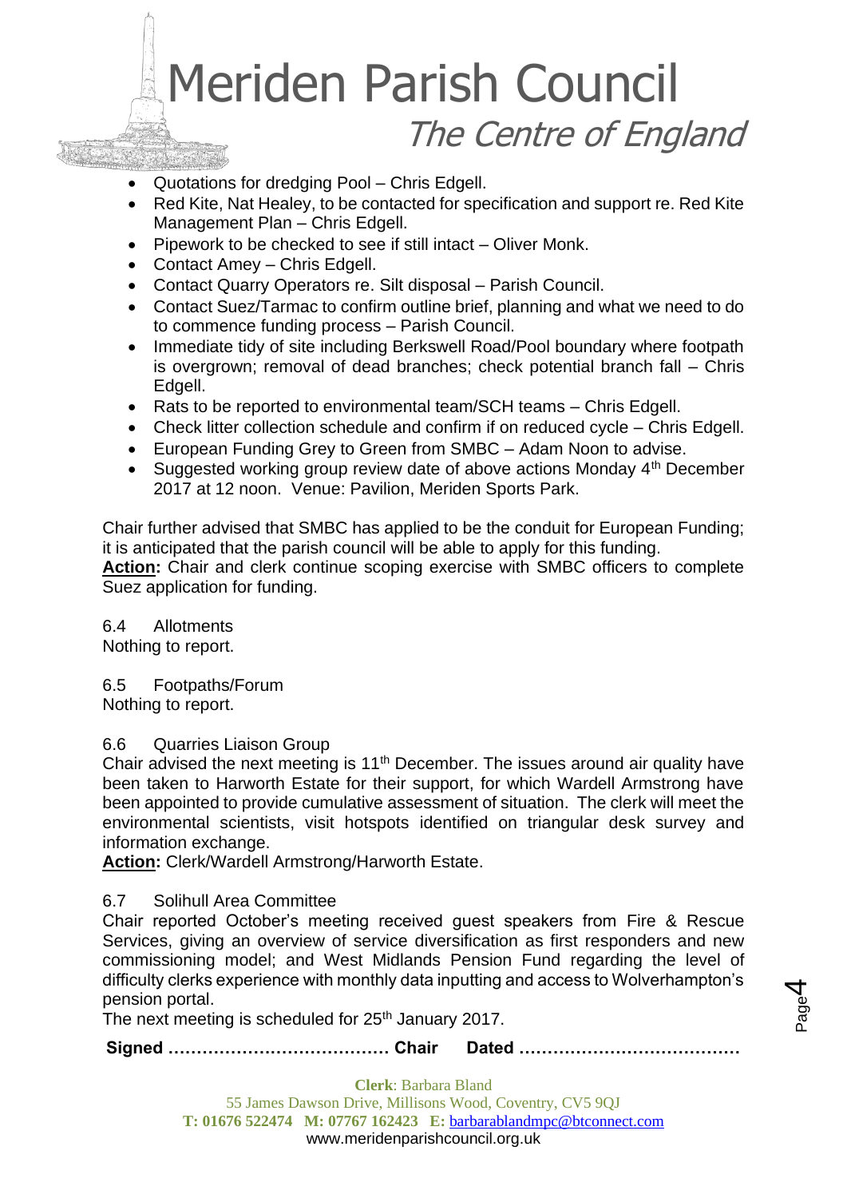- Quotations for dredging Pool – Chris Edgell.
- Red Kite, Nat Healey, to be contacted for specification and support re. Red Kite Management Plan – Chris Edgell.
- Pipework to be checked to see if still intact – Oliver Monk.
- Contact Amey – Chris Edgell.
- Contact Quarry Operators re. Silt disposal – Parish Council.
- Contact Suez/Tarmac to confirm outline brief, planning and what we need to do to commence funding process – Parish Council.
- Immediate tidy of site including Berkswell Road/Pool boundary where footpath is overgrown; removal of dead branches; check potential branch fall – Chris Edgell.
- Rats to be reported to environmental team/SCH teams – Chris Edgell.
- Check litter collection schedule and confirm if on reduced cycle – Chris Edgell.
- European Funding Grey to Green from SMBC – Adam Noon to advise.
- Suggested working group review date of above actions Monday 4th December 2017 at 12 noon. Venue: Pavilion, Meriden Sports Park.

Chair further advised that SMBC has applied to be the conduit for European Funding; it is anticipated that the parish council will be able to apply for this funding.
**Action:** Chair and clerk continue scoping exercise with SMBC officers to complete Suez application for funding.

6.4 Allotments
Nothing to report.

6.5 Footpaths/Forum
Nothing to report.

6.6 Quarries Liaison Group
Chair advised the next meeting is 11th December. The issues around air quality have been taken to Harworth Estate for their support, for which Wardell Armstrong have been appointed to provide cumulative assessment of situation. The clerk will meet the environmental scientists, visit hotspots identified on triangular desk survey and information exchange.
**Action:** Clerk/Wardell Armstrong/Harworth Estate.

6.7 Solihull Area Committee
Chair reported October's meeting received guest speakers from Fire & Rescue Services, giving an overview of service diversification as first responders and new commissioning model; and West Midlands Pension Fund regarding the level of difficulty clerks experience with monthly data inputting and access to Wolverhampton's pension portal.
The next meeting is scheduled for 25th January 2017.

**Signed ………………………………… Chair Dated …………………………………**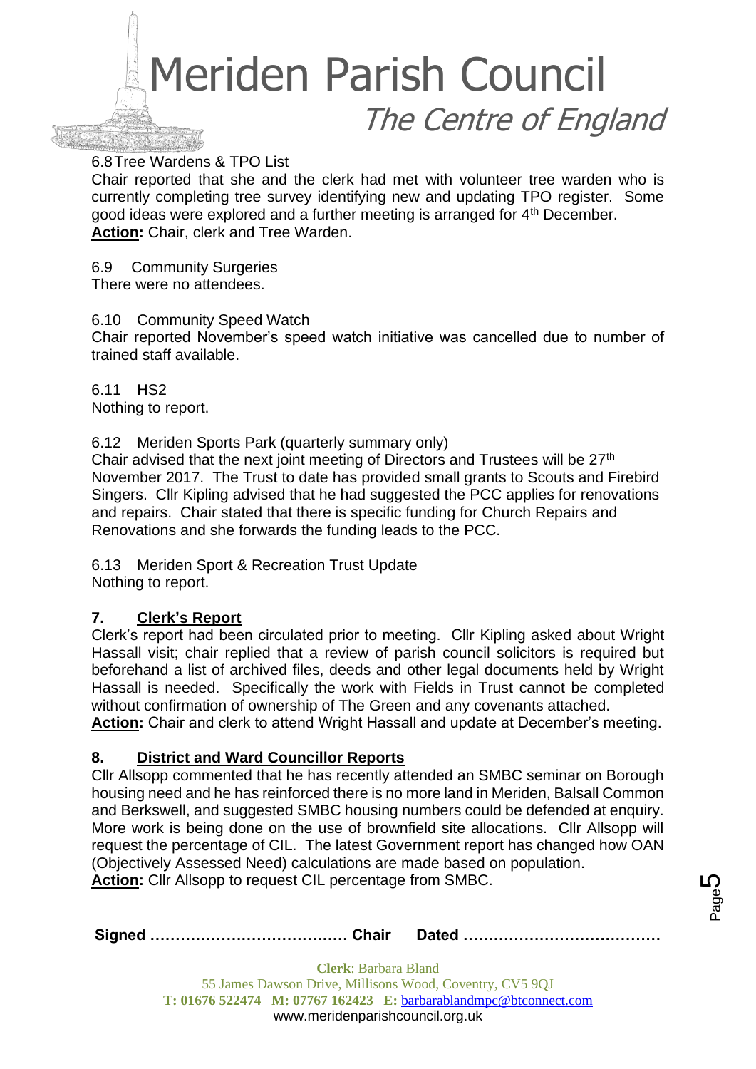6.8 Tree Wardens & TPO List

Chair reported that she and the clerk had met with volunteer tree warden who is currently completing tree survey identifying new and updating TPO register. Some good ideas were explored and a further meeting is arranged for 4th December.

**Action:** Chair, clerk and Tree Warden.

6.9 Community Surgeries

There were no attendees.

6.10 Community Speed Watch

Chair reported November's speed watch initiative was cancelled due to number of trained staff available.

6.11 HS2

Nothing to report.

6.12 Meriden Sports Park (quarterly summary only)

Chair advised that the next joint meeting of Directors and Trustees will be 27th November 2017. The Trust to date has provided small grants to Scouts and Firebird Singers. Cllr Kipling advised that he had suggested the PCC applies for renovations and repairs. Chair stated that there is specific funding for Church Repairs and Renovations and she forwards the funding leads to the PCC.

6.13 Meriden Sport & Recreation Trust Update

Nothing to report.

## 7. Clerk's Report

Clerk's report had been circulated prior to meeting. Cllr Kipling asked about Wright Hassall visit; chair replied that a review of parish council solicitors is required but beforehand a list of archived files, deeds and other legal documents held by Wright Hassall is needed. Specifically the work with Fields in Trust cannot be completed without confirmation of ownership of The Green and any covenants attached.

**Action:** Chair and clerk to attend Wright Hassall and update at December's meeting.

## 8. District and Ward Councillor Reports

Cllr Allsopp commented that he has recently attended an SMBC seminar on Borough housing need and he has reinforced there is no more land in Meriden, Balsall Common and Berkswell, and suggested SMBC housing numbers could be defended at enquiry. More work is being done on the use of brownfield site allocations. Cllr Allsopp will request the percentage of CIL. The latest Government report has changed how OAN (Objectively Assessed Need) calculations are made based on population.

**Action:** Cllr Allsopp to request CIL percentage from SMBC.

**Signed ………………………………… Chair Dated …………………………………**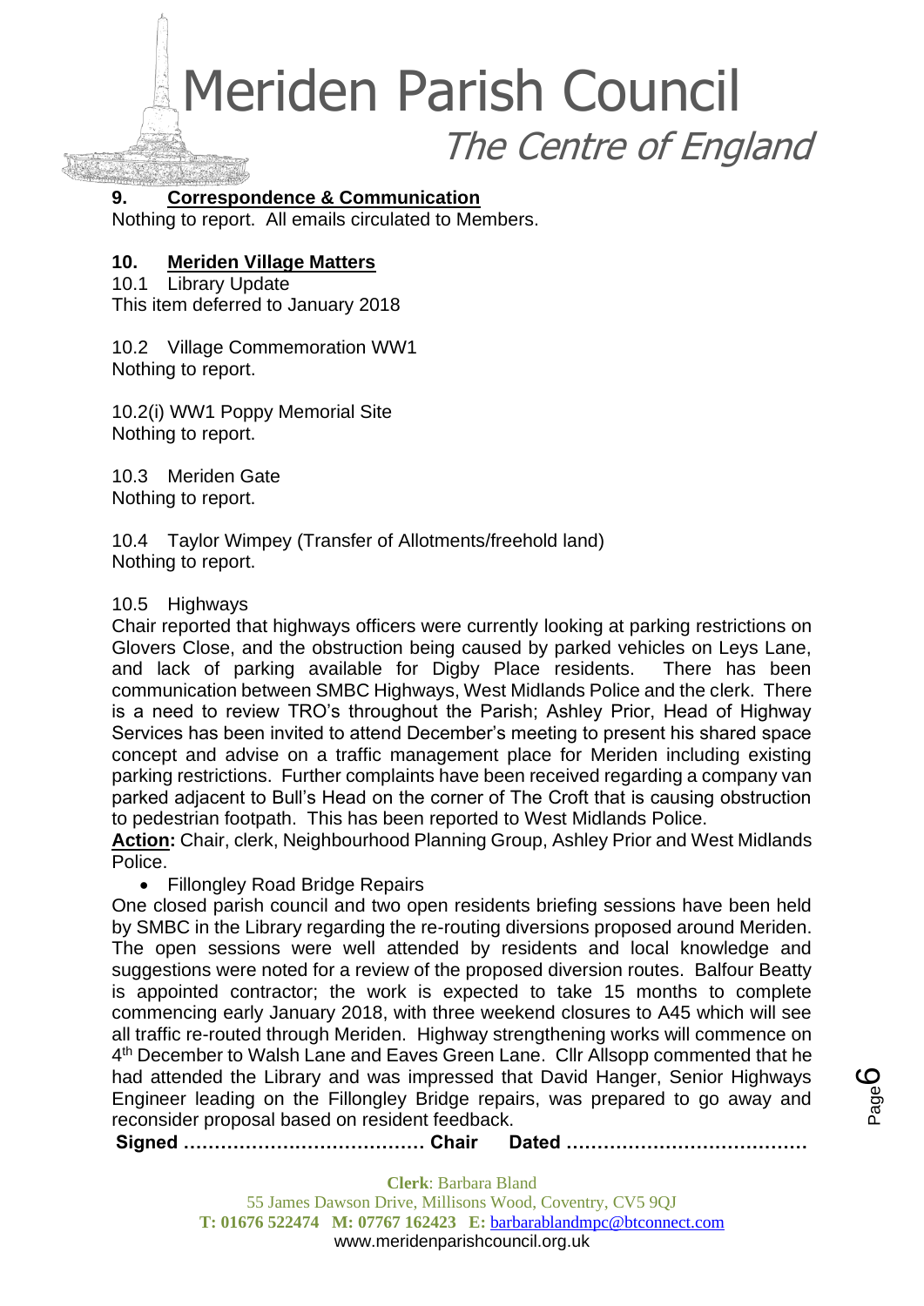## 9. Correspondence & Communication

Nothing to report. All emails circulated to Members.

## 10. Meriden Village Matters

10.1 Library Update
This item deferred to January 2018

10.2 Village Commemoration WW1
Nothing to report.

10.2(i) WW1 Poppy Memorial Site
Nothing to report.

10.3 Meriden Gate
Nothing to report.

10.4 Taylor Wimpey (Transfer of Allotments/freehold land)
Nothing to report.

10.5 Highways
Chair reported that highways officers were currently looking at parking restrictions on Glovers Close, and the obstruction being caused by parked vehicles on Leys Lane, and lack of parking available for Digby Place residents. There has been communication between SMBC Highways, West Midlands Police and the clerk. There is a need to review TRO's throughout the Parish; Ashley Prior, Head of Highway Services has been invited to attend December's meeting to present his shared space concept and advise on a traffic management place for Meriden including existing parking restrictions. Further complaints have been received regarding a company van parked adjacent to Bull's Head on the corner of The Croft that is causing obstruction to pedestrian footpath. This has been reported to West Midlands Police.

**Action:** Chair, clerk, Neighbourhood Planning Group, Ashley Prior and West Midlands Police.

- Fillongley Road Bridge Repairs

One closed parish council and two open residents briefing sessions have been held by SMBC in the Library regarding the re-routing diversions proposed around Meriden. The open sessions were well attended by residents and local knowledge and suggestions were noted for a review of the proposed diversion routes. Balfour Beatty is appointed contractor; the work is expected to take 15 months to complete commencing early January 2018, with three weekend closures to A45 which will see all traffic re-routed through Meriden. Highway strengthening works will commence on 4th December to Walsh Lane and Eaves Green Lane. Cllr Allsopp commented that he had attended the Library and was impressed that David Hanger, Senior Highways Engineer leading on the Fillongley Bridge repairs, was prepared to go away and reconsider proposal based on resident feedback.

**Signed ………………………………… Chair Dated …………………………………**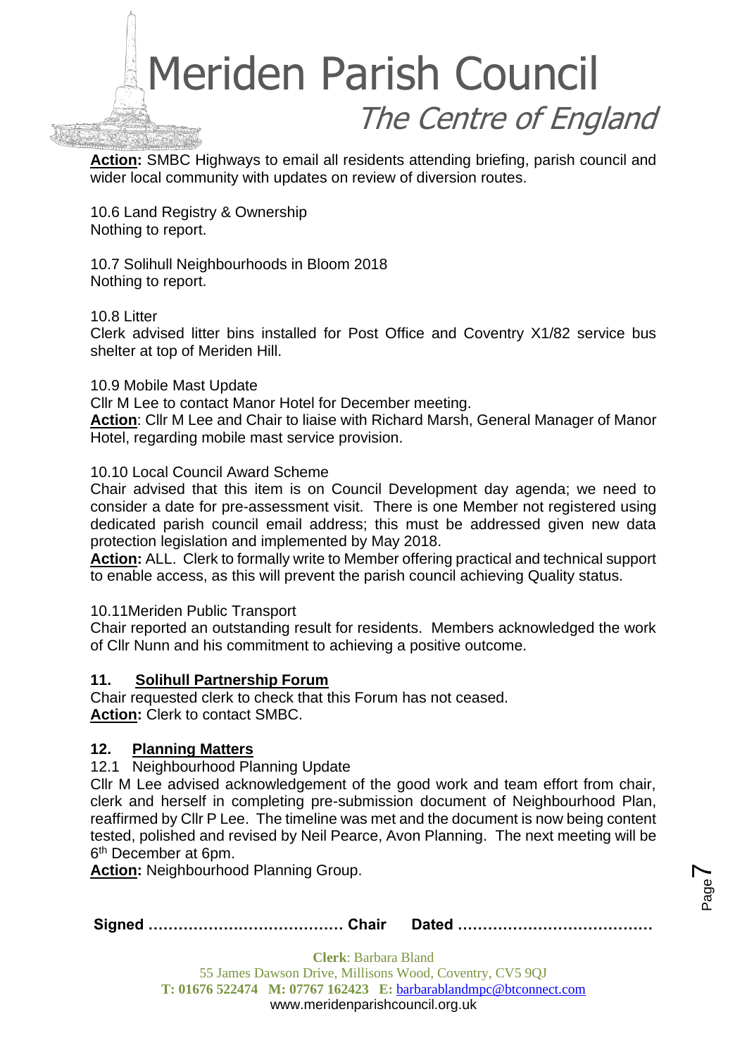**Action:** SMBC Highways to email all residents attending briefing, parish council and wider local community with updates on review of diversion routes.

10.6 Land Registry & Ownership
Nothing to report.

10.7 Solihull Neighbourhoods in Bloom 2018
Nothing to report.

10.8 Litter
Clerk advised litter bins installed for Post Office and Coventry X1/82 service bus shelter at top of Meriden Hill.

10.9 Mobile Mast Update
Cllr M Lee to contact Manor Hotel for December meeting.
**Action**: Cllr M Lee and Chair to liaise with Richard Marsh, General Manager of Manor Hotel, regarding mobile mast service provision.

10.10 Local Council Award Scheme
Chair advised that this item is on Council Development day agenda; we need to consider a date for pre-assessment visit. There is one Member not registered using dedicated parish council email address; this must be addressed given new data protection legislation and implemented by May 2018.
**Action:** ALL. Clerk to formally write to Member offering practical and technical support to enable access, as this will prevent the parish council achieving Quality status.

10.11Meriden Public Transport
Chair reported an outstanding result for residents. Members acknowledged the work of Cllr Nunn and his commitment to achieving a positive outcome.

## 11. Solihull Partnership Forum

Chair requested clerk to check that this Forum has not ceased.
**Action:** Clerk to contact SMBC.

## 12. Planning Matters

12.1 Neighbourhood Planning Update
Cllr M Lee advised acknowledgement of the good work and team effort from chair, clerk and herself in completing pre-submission document of Neighbourhood Plan, reaffirmed by Cllr P Lee. The timeline was met and the document is now being content tested, polished and revised by Neil Pearce, Avon Planning. The next meeting will be 6th December at 6pm.
**Action:** Neighbourhood Planning Group.

**Signed ………………………………… Chair Dated …………………………………**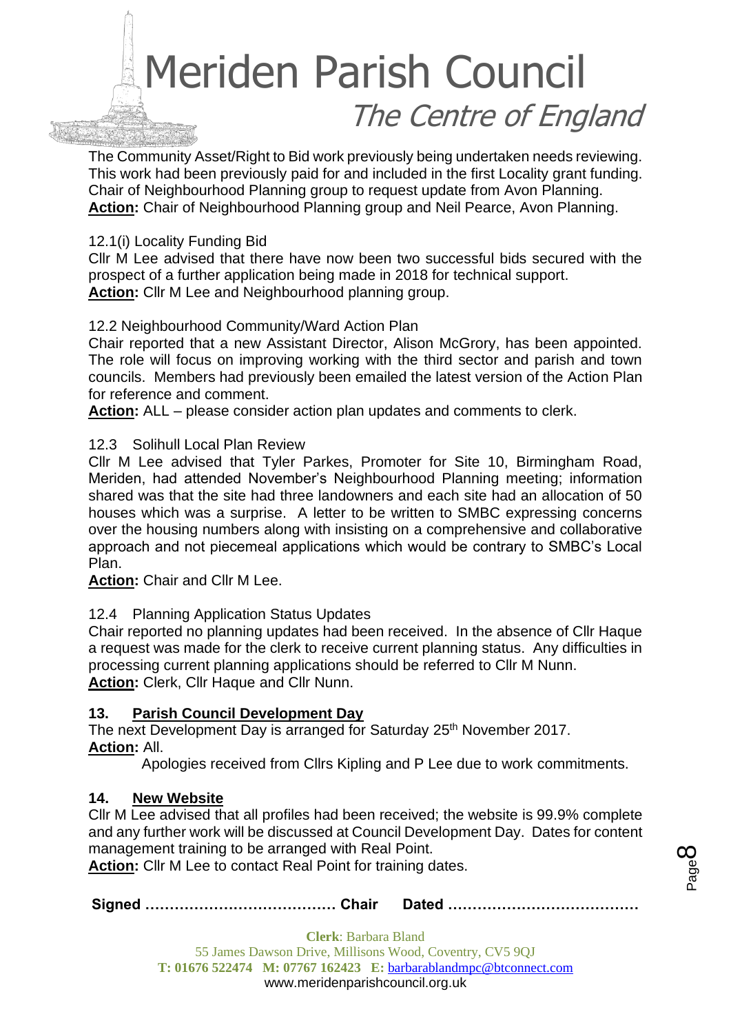The Community Asset/Right to Bid work previously being undertaken needs reviewing. This work had been previously paid for and included in the first Locality grant funding. Chair of Neighbourhood Planning group to request update from Avon Planning.
**Action:** Chair of Neighbourhood Planning group and Neil Pearce, Avon Planning.

12.1(i) Locality Funding Bid
Cllr M Lee advised that there have now been two successful bids secured with the prospect of a further application being made in 2018 for technical support.
**Action:** Cllr M Lee and Neighbourhood planning group.

12.2 Neighbourhood Community/Ward Action Plan
Chair reported that a new Assistant Director, Alison McGrory, has been appointed. The role will focus on improving working with the third sector and parish and town councils. Members had previously been emailed the latest version of the Action Plan for reference and comment.
**Action:** ALL – please consider action plan updates and comments to clerk.

12.3 Solihull Local Plan Review
Cllr M Lee advised that Tyler Parkes, Promoter for Site 10, Birmingham Road, Meriden, had attended November's Neighbourhood Planning meeting; information shared was that the site had three landowners and each site had an allocation of 50 houses which was a surprise. A letter to be written to SMBC expressing concerns over the housing numbers along with insisting on a comprehensive and collaborative approach and not piecemeal applications which would be contrary to SMBC's Local Plan.
**Action:** Chair and Cllr M Lee.

12.4 Planning Application Status Updates
Chair reported no planning updates had been received. In the absence of Cllr Haque a request was made for the clerk to receive current planning status. Any difficulties in processing current planning applications should be referred to Cllr M Nunn.
**Action:** Clerk, Cllr Haque and Cllr Nunn.

## 13. Parish Council Development Day

The next Development Day is arranged for Saturday 25th November 2017.
**Action:** All.
Apologies received from Cllrs Kipling and P Lee due to work commitments.

## 14. New Website

Cllr M Lee advised that all profiles had been received; the website is 99.9% complete and any further work will be discussed at Council Development Day. Dates for content management training to be arranged with Real Point.
**Action:** Cllr M Lee to contact Real Point for training dates.

**Signed ………………………………… Chair Dated …………………………………**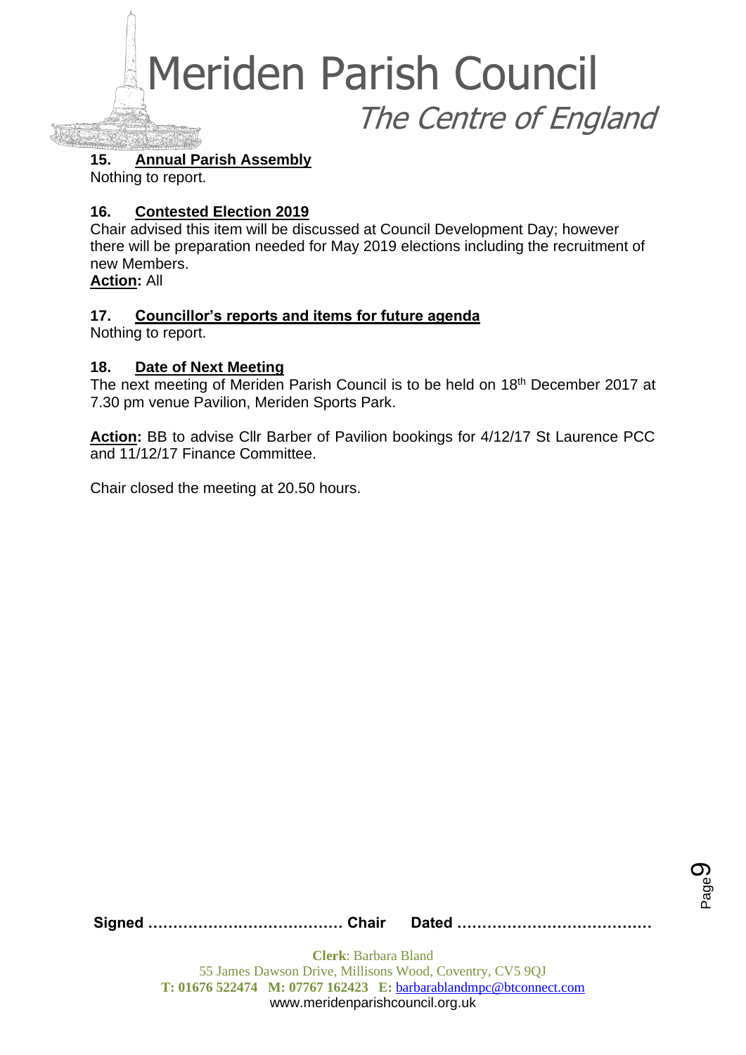**15. Annual Parish Assembly**

Nothing to report.

**16. Contested Election 2019**

Chair advised this item will be discussed at Council Development Day; however there will be preparation needed for May 2019 elections including the recruitment of new Members.

**Action:** All

**17. Councillor's reports and items for future agenda**

Nothing to report.

**18. Date of Next Meeting**

The next meeting of Meriden Parish Council is to be held on 18th December 2017 at 7.30 pm venue Pavilion, Meriden Sports Park.

**Action:** BB to advise Cllr Barber of Pavilion bookings for 4/12/17 St Laurence PCC and 11/12/17 Finance Committee.

Chair closed the meeting at 20.50 hours.

**Signed ………………………………… Chair Dated …………………………………**